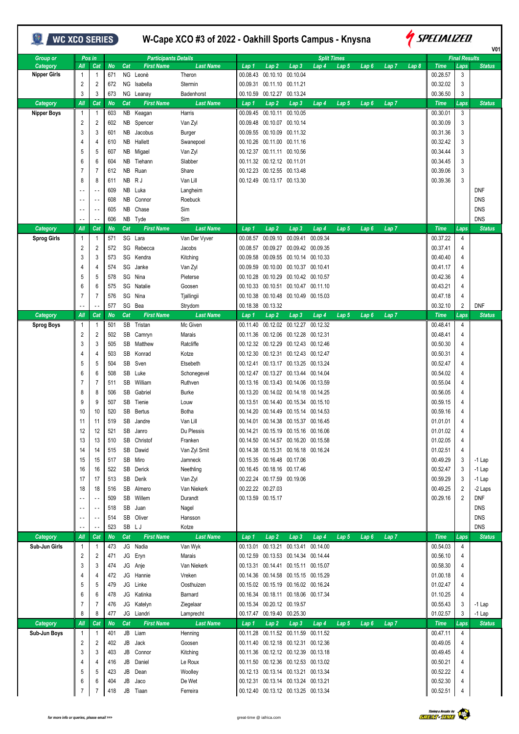# W-Cape XCO #3 of 2022 - Oakhill Sports Campus - Knysna

WC XCO SERIES — SPECIALIZED — V01

| Group or Category | Pos in All | Pos in Cat | No | Cat | First Name | Last Name | Lap 1 | Lap 2 | Lap 3 | Lap 4 | Lap 5 | Lap 6 | Lap 7 | Lap 8 | Time | Laps | Status |
|---|---|---|---|---|---|---|---|---|---|---|---|---|---|---|---|---|---|
| Nipper Girls | 1 | 1 | 671 | NG | Leonè | Theron | 00.08.43 | 00.10.10 | 00.10.04 | | | | | | 00.28.57 | 3 | |
| | 2 | 2 | 672 | NG | Isabella | Stermin | 00.09.31 | 00.11.10 | 00.11.21 | | | | | | 00.32.02 | 3 | |
| | 3 | 3 | 673 | NG | Leanay | Badenhorst | 00.10.59 | 00.12.27 | 00.13.24 | | | | | | 00.36.50 | 3 | |
| **Category** | **All** | **Cat** | **No** | **Cat** | **First Name** | **Last Name** | **Lap 1** | **Lap 2** | **Lap 3** | **Lap 4** | **Lap 5** | **Lap 6** | **Lap 7** | | **Time** | **Laps** | **Status** |
| Nipper Boys | 1 | 1 | 603 | NB | Keagan | Harris | 00.09.45 | 00.10.11 | 00.10.05 | | | | | | 00.30.01 | 3 | |
| | 2 | 2 | 602 | NB | Spencer | Van Zyl | 00.09.48 | 00.10.07 | 00.10.14 | | | | | | 00.30.09 | 3 | |
| | 3 | 3 | 601 | NB | Jacobus | Burger | 00.09.55 | 00.10.09 | 00.11.32 | | | | | | 00.31.36 | 3 | |
| | 4 | 4 | 610 | NB | Hallett | Swanepoel | 00.10.26 | 00.11.00 | 00.11.16 | | | | | | 00.32.42 | 3 | |
| | 5 | 5 | 607 | NB | Migael | Van Zyl | 00.12.37 | 00.11.11 | 00.10.56 | | | | | | 00.34.44 | 3 | |
| | 6 | 6 | 604 | NB | Tiehann | Slabber | 00.11.32 | 00.12.12 | 00.11.01 | | | | | | 00.34.45 | 3 | |
| | 7 | 7 | 612 | NB | Ruan | Share | 00.12.23 | 00.12.55 | 00.13.48 | | | | | | 00.39.06 | 3 | |
| | 8 | 8 | 611 | NB | R J | Van Lill | 00.12.49 | 00.13.17 | 00.13.30 | | | | | | 00.39.36 | 3 | |
| | - - | - - | 609 | NB | Luka | Langheim | | | | | | | | | | | DNF |
| | - - | - - | 608 | NB | Connor | Roebuck | | | | | | | | | | | DNS |
| | - - | - - | 605 | NB | Chase | Sim | | | | | | | | | | | DNS |
| | - - | - - | 606 | NB | Tyde | Sim | | | | | | | | | | | DNS |
| **Category** | **All** | **Cat** | **No** | **Cat** | **First Name** | **Last Name** | **Lap 1** | **Lap 2** | **Lap 3** | **Lap 4** | **Lap 5** | **Lap 6** | **Lap 7** | | **Time** | **Laps** | **Status** |
| Sprog Girls | 1 | 1 | 571 | SG | Lara | Van Der Vyver | 00.08.57 | 00.09.10 | 00.09.41 | 00.09.34 | | | | | 00.37.22 | 4 | |
| | 2 | 2 | 572 | SG | Rebecca | Jacobs | 00.08.57 | 00.09.27 | 00.09.42 | 00.09.35 | | | | | 00.37.41 | 4 | |
| | 3 | 3 | 573 | SG | Kendra | Kitching | 00.09.58 | 00.09.55 | 00.10.14 | 00.10.33 | | | | | 00.40.40 | 4 | |
| | 4 | 4 | 574 | SG | Janke | Van Zyl | 00.09.59 | 00.10.00 | 00.10.37 | 00.10.41 | | | | | 00.41.17 | 4 | |
| | 5 | 5 | 578 | SG | Nina | Pieterse | 00.10.28 | 00.10.29 | 00.10.42 | 00.10.57 | | | | | 00.42.36 | 4 | |
| | 6 | 6 | 575 | SG | Natalie | Goosen | 00.10.33 | 00.10.51 | 00.10.47 | 00.11.10 | | | | | 00.43.21 | 4 | |
| | 7 | 7 | 576 | SG | Nina | Tjallingii | 00.10.38 | 00.10.48 | 00.10.49 | 00.15.03 | | | | | 00.47.18 | 4 | |
| | - - | - - | 577 | SG | Bea | Strydom | 00.18.38 | 00.13.32 | | | | | | | 00.32.10 | 2 | DNF |
| **Category** | **All** | **Cat** | **No** | **Cat** | **First Name** | **Last Name** | **Lap 1** | **Lap 2** | **Lap 3** | **Lap 4** | **Lap 5** | **Lap 6** | **Lap 7** | | **Time** | **Laps** | **Status** |
| Sprog Boys | 1 | 1 | 501 | SB | Tristan | Mc Given | 00.11.40 | 00.12.02 | 00.12.27 | 00.12.32 | | | | | 00.48.41 | 4 | |
| | 2 | 2 | 502 | SB | Camryn | Marais | 00.11.36 | 00.12.06 | 00.12.28 | 00.12.31 | | | | | 00.48.41 | 4 | |
| | 3 | 3 | 505 | SB | Matthew | Ratcliffe | 00.12.32 | 00.12.29 | 00.12.43 | 00.12.46 | | | | | 00.50.30 | 4 | |
| | 4 | 4 | 503 | SB | Konrad | Kotze | 00.12.30 | 00.12.31 | 00.12.43 | 00.12.47 | | | | | 00.50.31 | 4 | |
| | 5 | 5 | 504 | SB | Sven | Etsebeth | 00.12.41 | 00.13.17 | 00.13.25 | 00.13.24 | | | | | 00.52.47 | 4 | |
| | 6 | 6 | 508 | SB | Luke | Schonegevel | 00.12.47 | 00.13.27 | 00.13.44 | 00.14.04 | | | | | 00.54.02 | 4 | |
| | 7 | 7 | 511 | SB | William | Ruthven | 00.13.16 | 00.13.43 | 00.14.06 | 00.13.59 | | | | | 00.55.04 | 4 | |
| | 8 | 8 | 506 | SB | Gabriel | Burke | 00.13.20 | 00.14.02 | 00.14.18 | 00.14.25 | | | | | 00.56.05 | 4 | |
| | 9 | 9 | 507 | SB | Tienie | Louw | 00.13.51 | 00.14.40 | 00.15.34 | 00.15.10 | | | | | 00.59.15 | 4 | |
| | 10 | 10 | 520 | SB | Bertus | Botha | 00.14.20 | 00.14.49 | 00.15.14 | 00.14.53 | | | | | 00.59.16 | 4 | |
| | 11 | 11 | 519 | SB | Jandre | Van Lill | 00.14.01 | 00.14.38 | 00.15.37 | 00.16.45 | | | | | 01.01.01 | 4 | |
| | 12 | 12 | 521 | SB | Janro | Du Plessis | 00.14.21 | 00.15.19 | 00.15.16 | 00.16.06 | | | | | 01.01.02 | 4 | |
| | 13 | 13 | 510 | SB | Christof | Franken | 00.14.50 | 00.14.57 | 00.16.20 | 00.15.58 | | | | | 01.02.05 | 4 | |
| | 14 | 14 | 515 | SB | Dawid | Van Zyl Smit | 00.14.38 | 00.15.31 | 00.16.18 | 00.16.24 | | | | | 01.02.51 | 4 | |
| | 15 | 15 | 517 | SB | Miro | Jamneck | 00.15.35 | 00.16.48 | 00.17.06 | | | | | | 00.49.29 | 3 | -1 Lap |
| | 16 | 16 | 522 | SB | Derick | Neethling | 00.16.45 | 00.18.16 | 00.17.46 | | | | | | 00.52.47 | 3 | -1 Lap |
| | 17 | 17 | 513 | SB | Derik | Van Zyl | 00.22.24 | 00.17.59 | 00.19.06 | | | | | | 00.59.29 | 3 | -1 Lap |
| | 18 | 18 | 516 | SB | Almero | Van Niekerk | 00.22.22 | 00.27.03 | | | | | | | 00.49.25 | 2 | -2 Laps |
| | - - | - - | 509 | SB | Willem | Durandt | 00.13.59 | 00.15.17 | | | | | | | 00.29.16 | 2 | DNF |
| | - - | - - | 518 | SB | Juan | Nagel | | | | | | | | | | | DNS |
| | - - | - - | 514 | SB | Oliver | Hansson | | | | | | | | | | | DNS |
| | - - | - - | 523 | SB | L J | Kotze | | | | | | | | | | | DNS |
| **Category** | **All** | **Cat** | **No** | **Cat** | **First Name** | **Last Name** | **Lap 1** | **Lap 2** | **Lap 3** | **Lap 4** | **Lap 5** | **Lap 6** | **Lap 7** | | **Time** | **Laps** | **Status** |
| Sub-Jun Girls | 1 | 1 | 473 | JG | Nadia | Van Wyk | 00.13.01 | 00.13.21 | 00.13.41 | 00.14.00 | | | | | 00.54.03 | 4 | |
| | 2 | 2 | 471 | JG | Eryn | Marais | 00.12.59 | 00.13.53 | 00.14.34 | 00.14.44 | | | | | 00.56.10 | 4 | |
| | 3 | 3 | 474 | JG | Anje | Van Niekerk | 00.13.31 | 00.14.41 | 00.15.11 | 00.15.07 | | | | | 00.58.30 | 4 | |
| | 4 | 4 | 472 | JG | Hannie | Vreken | 00.14.36 | 00.14.58 | 00.15.15 | 00.15.29 | | | | | 01.00.18 | 4 | |
| | 5 | 5 | 479 | JG | Linke | Oosthuizen | 00.15.02 | 00.15.19 | 00.16.02 | 00.16.24 | | | | | 01.02.47 | 4 | |
| | 6 | 6 | 478 | JG | Katinka | Barnard | 00.16.34 | 00.18.11 | 00.18.06 | 00.17.34 | | | | | 01.10.25 | 4 | |
| | 7 | 7 | 476 | JG | Katelyn | Ziegelaar | 00.15.34 | 00.20.12 | 00.19.57 | | | | | | 00.55.43 | 3 | -1 Lap |
| | 8 | 8 | 477 | JG | Liandri | Lamprecht | 00.17.47 | 00.19.40 | 00.25.30 | | | | | | 01.02.57 | 3 | -1 Lap |
| **Category** | **All** | **Cat** | **No** | **Cat** | **First Name** | **Last Name** | **Lap 1** | **Lap 2** | **Lap 3** | **Lap 4** | **Lap 5** | **Lap 6** | **Lap 7** | | **Time** | **Laps** | **Status** |
| Sub-Jun Boys | 1 | 1 | 401 | JB | Liam | Henning | 00.11.28 | 00.11.52 | 00.11.59 | 00.11.52 | | | | | 00.47.11 | 4 | |
| | 2 | 2 | 402 | JB | Jack | Goosen | 00.11.40 | 00.12.18 | 00.12.31 | 00.12.36 | | | | | 00.49.05 | 4 | |
| | 3 | 3 | 403 | JB | Connor | Kitching | 00.11.36 | 00.12.12 | 00.12.39 | 00.13.18 | | | | | 00.49.45 | 4 | |
| | 4 | 4 | 416 | JB | Daniel | Le Roux | 00.11.50 | 00.12.36 | 00.12.53 | 00.13.02 | | | | | 00.50.21 | 4 | |
| | 5 | 5 | 423 | JB | Dean | Woolley | 00.12.13 | 00.13.14 | 00.13.21 | 00.13.34 | | | | | 00.52.22 | 4 | |
| | 6 | 6 | 404 | JB | Jaco | De Wet | 00.12.31 | 00.13.14 | 00.13.24 | 00.13.21 | | | | | 00.52.30 | 4 | |
| | 7 | 7 | 418 | JB | Tiaan | Ferreira | 00.12.40 | 00.13.12 | 00.13.25 | 00.13.34 | | | | | 00.52.51 | 4 | |

for more info or queries, please email >>> great-time @ iafrica.com

Timing & Results by GREAT-TIME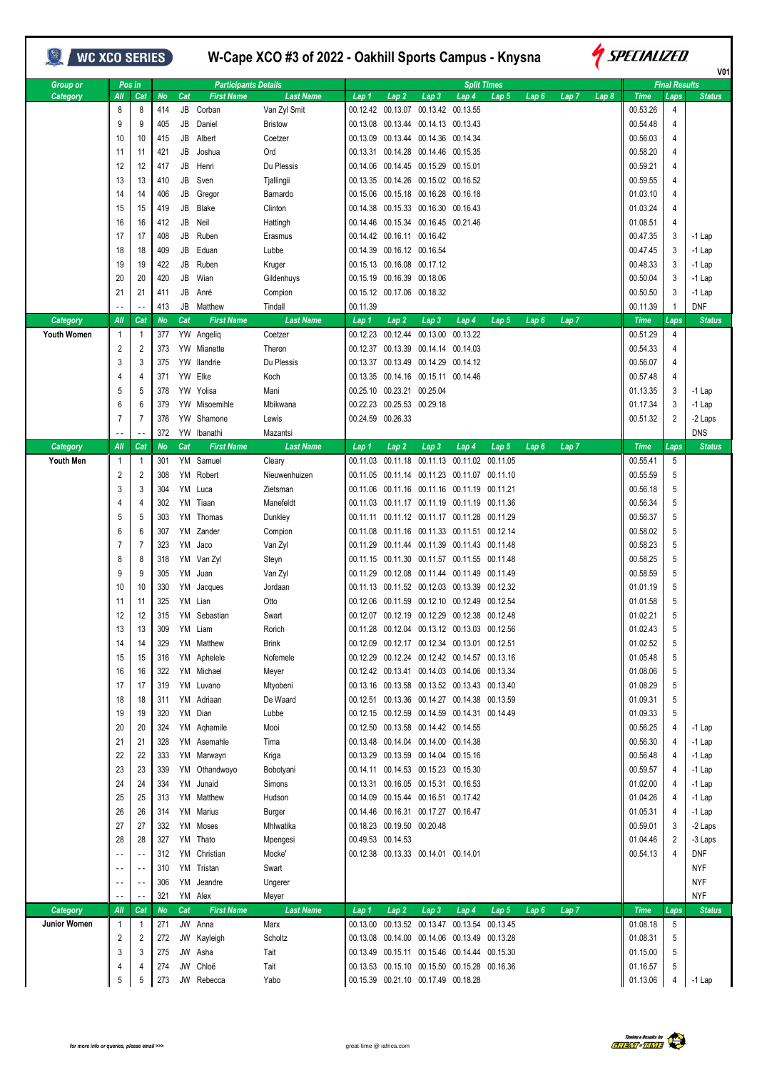# W-Cape XCO #3 of 2022 - Oakhill Sports Campus - Knysna

V01

| Group or Category | Pos in All | Cat | No | Cat | First Name | Last Name | Lap 1 | Lap 2 | Lap 3 | Lap 4 | Lap 5 | Lap 6 | Lap 7 | Lap 8 | Time | Laps | Status |
|---|---|---|---|---|---|---|---|---|---|---|---|---|---|---|---|---|---|
| | 8 | 8 | 414 | JB | Corban | Van Zyl Smit | 00.12.42 | 00.13.07 | 00.13.42 | 00.13.55 | | | | | 00.53.26 | 4 | |
| | 9 | 9 | 405 | JB | Daniel | Bristow | 00.13.08 | 00.13.44 | 00.14.13 | 00.13.43 | | | | | 00.54.48 | 4 | |
| | 10 | 10 | 415 | JB | Albert | Coetzer | 00.13.09 | 00.13.44 | 00.14.36 | 00.14.34 | | | | | 00.56.03 | 4 | |
| | 11 | 11 | 421 | JB | Joshua | Ord | 00.13.31 | 00.14.28 | 00.14.46 | 00.15.35 | | | | | 00.58.20 | 4 | |
| | 12 | 12 | 417 | JB | Henri | Du Plessis | 00.14.06 | 00.14.45 | 00.15.29 | 00.15.01 | | | | | 00.59.21 | 4 | |
| | 13 | 13 | 410 | JB | Sven | Tjallingii | 00.13.35 | 00.14.26 | 00.15.02 | 00.16.52 | | | | | 00.59.55 | 4 | |
| | 14 | 14 | 406 | JB | Gregor | Barnardo | 00.15.06 | 00.15.18 | 00.16.28 | 00.16.18 | | | | | 01.03.10 | 4 | |
| | 15 | 15 | 419 | JB | Blake | Clinton | 00.14.38 | 00.15.33 | 00.16.30 | 00.16.43 | | | | | 01.03.24 | 4 | |
| | 16 | 16 | 412 | JB | Neil | Hattingh | 00.14.46 | 00.15.34 | 00.16.45 | 00.21.46 | | | | | 01.08.51 | 4 | |
| | 17 | 17 | 408 | JB | Ruben | Erasmus | 00.14.42 | 00.16.11 | 00.16.42 | | | | | | 00.47.35 | 3 | -1 Lap |
| | 18 | 18 | 409 | JB | Eduan | Lubbe | 00.14.39 | 00.16.12 | 00.16.54 | | | | | | 00.47.45 | 3 | -1 Lap |
| | 19 | 19 | 422 | JB | Ruben | Kruger | 00.15.13 | 00.16.08 | 00.17.12 | | | | | | 00.48.33 | 3 | -1 Lap |
| | 20 | 20 | 420 | JB | Wian | Gildenhuys | 00.15.19 | 00.16.39 | 00.18.06 | | | | | | 00.50.04 | 3 | -1 Lap |
| | 21 | 21 | 411 | JB | Anré | Compion | 00.15.12 | 00.17.06 | 00.18.32 | | | | | | 00.50.50 | 3 | -1 Lap |
| | -- | -- | 413 | JB | Matthew | Tindall | 00.11.39 | | | | | | | | 00.11.39 | 1 | DNF |
| **Category** | **All** | **Cat** | **No** | **Cat** | **First Name** | **Last Name** | **Lap 1** | **Lap 2** | **Lap 3** | **Lap 4** | **Lap 5** | **Lap 6** | **Lap 7** | | **Time** | **Laps** | **Status** |
| Youth Women | 1 | 1 | 377 | YW | Angeliq | Coetzer | 00.12.23 | 00.12.44 | 00.13.00 | 00.13.22 | | | | | 00.51.29 | 4 | |
| | 2 | 2 | 373 | YW | Mianette | Theron | 00.12.37 | 00.13.39 | 00.14.14 | 00.14.03 | | | | | 00.54.33 | 4 | |
| | 3 | 3 | 375 | YW | Ilandrie | Du Plessis | 00.13.37 | 00.13.49 | 00.14.29 | 00.14.12 | | | | | 00.56.07 | 4 | |
| | 4 | 4 | 371 | YW | Elke | Koch | 00.13.35 | 00.14.16 | 00.15.11 | 00.14.46 | | | | | 00.57.48 | 4 | |
| | 5 | 5 | 378 | YW | Yolisa | Mani | 00.25.10 | 00.23.21 | 00.25.04 | | | | | | 01.13.35 | 3 | -1 Lap |
| | 6 | 6 | 379 | YW | Misoemihle | Mbikwana | 00.22.23 | 00.25.53 | 00.29.18 | | | | | | 01.17.34 | 3 | -1 Lap |
| | 7 | 7 | 376 | YW | Shamone | Lewis | 00.24.59 | 00.26.33 | | | | | | | 00.51.32 | 2 | -2 Laps |
| | -- | -- | 372 | YW | Ibanathi | Mazantsi | | | | | | | | | | | DNS |
| **Category** | **All** | **Cat** | **No** | **Cat** | **First Name** | **Last Name** | **Lap 1** | **Lap 2** | **Lap 3** | **Lap 4** | **Lap 5** | **Lap 6** | **Lap 7** | | **Time** | **Laps** | **Status** |
| Youth Men | 1 | 1 | 301 | YM | Samuel | Cleary | 00.11.03 | 00.11.18 | 00.11.13 | 00.11.02 | 00.11.05 | | | | 00.55.41 | 5 | |
| | 2 | 2 | 308 | YM | Robert | Nieuwenhuizen | 00.11.05 | 00.11.14 | 00.11.23 | 00.11.07 | 00.11.10 | | | | 00.55.59 | 5 | |
| | 3 | 3 | 304 | YM | Luca | Zietsman | 00.11.06 | 00.11.16 | 00.11.16 | 00.11.19 | 00.11.21 | | | | 00.56.18 | 5 | |
| | 4 | 4 | 302 | YM | Tiaan | Manefeldt | 00.11.03 | 00.11.17 | 00.11.19 | 00.11.19 | 00.11.36 | | | | 00.56.34 | 5 | |
| | 5 | 5 | 303 | YM | Thomas | Dunkley | 00.11.11 | 00.11.12 | 00.11.17 | 00.11.28 | 00.11.29 | | | | 00.56.37 | 5 | |
| | 6 | 6 | 307 | YM | Zander | Compion | 00.11.08 | 00.11.16 | 00.11.33 | 00.11.51 | 00.12.14 | | | | 00.58.02 | 5 | |
| | 7 | 7 | 323 | YM | Jaco | Van Zyl | 00.11.29 | 00.11.44 | 00.11.39 | 00.11.43 | 00.11.48 | | | | 00.58.23 | 5 | |
| | 8 | 8 | 318 | YM | Van Zyl | Steyn | 00.11.15 | 00.11.30 | 00.11.57 | 00.11.55 | 00.11.48 | | | | 00.58.25 | 5 | |
| | 9 | 9 | 305 | YM | Juan | Van Zyl | 00.11.29 | 00.12.08 | 00.11.44 | 00.11.49 | 00.11.49 | | | | 00.58.59 | 5 | |
| | 10 | 10 | 330 | YM | Jacques | Jordaan | 00.11.13 | 00.11.52 | 00.12.03 | 00.13.39 | 00.12.32 | | | | 01.01.19 | 5 | |
| | 11 | 11 | 325 | YM | Lian | Otto | 00.12.06 | 00.11.59 | 00.12.10 | 00.12.49 | 00.12.54 | | | | 01.01.58 | 5 | |
| | 12 | 12 | 315 | YM | Sebastian | Swart | 00.12.07 | 00.12.19 | 00.12.29 | 00.12.38 | 00.12.48 | | | | 01.02.21 | 5 | |
| | 13 | 13 | 309 | YM | Liam | Rorich | 00.11.28 | 00.12.04 | 00.13.12 | 00.13.03 | 00.12.56 | | | | 01.02.43 | 5 | |
| | 14 | 14 | 329 | YM | Matthew | Brink | 00.12.09 | 00.12.17 | 00.12.34 | 00.13.01 | 00.12.51 | | | | 01.02.52 | 5 | |
| | 15 | 15 | 316 | YM | Aphelele | Nofemele | 00.12.29 | 00.12.24 | 00.12.42 | 00.14.57 | 00.13.16 | | | | 01.05.48 | 5 | |
| | 16 | 16 | 322 | YM | Michael | Meyer | 00.12.42 | 00.13.41 | 00.14.03 | 00.14.06 | 00.13.34 | | | | 01.08.06 | 5 | |
| | 17 | 17 | 319 | YM | Luvano | Mtyobeni | 00.13.16 | 00.13.58 | 00.13.52 | 00.13.43 | 00.13.40 | | | | 01.08.29 | 5 | |
| | 18 | 18 | 311 | YM | Adriaan | De Waard | 00.12.51 | 00.13.36 | 00.14.27 | 00.14.38 | 00.13.59 | | | | 01.09.31 | 5 | |
| | 19 | 19 | 320 | YM | Dian | Lubbe | 00.12.15 | 00.12.59 | 00.14.59 | 00.14.31 | 00.14.49 | | | | 01.09.33 | 5 | |
| | 20 | 20 | 324 | YM | Aqhamile | Mooi | 00.12.50 | 00.13.58 | 00.14.42 | 00.14.55 | | | | | 00.56.25 | 4 | -1 Lap |
| | 21 | 21 | 328 | YM | Asemahle | Tima | 00.13.48 | 00.14.04 | 00.14.00 | 00.14.38 | | | | | 00.56.30 | 4 | -1 Lap |
| | 22 | 22 | 333 | YM | Marwayn | Kriga | 00.13.29 | 00.13.59 | 00.14.04 | 00.15.16 | | | | | 00.56.48 | 4 | -1 Lap |
| | 23 | 23 | 339 | YM | Othandwoyo | Bobotyani | 00.14.11 | 00.14.53 | 00.15.23 | 00.15.30 | | | | | 00.59.57 | 4 | -1 Lap |
| | 24 | 24 | 334 | YM | Junaid | Simons | 00.13.31 | 00.16.05 | 00.15.31 | 00.16.53 | | | | | 01.02.00 | 4 | -1 Lap |
| | 25 | 25 | 313 | YM | Matthew | Hudson | 00.14.09 | 00.15.44 | 00.16.51 | 00.17.42 | | | | | 01.04.26 | 4 | -1 Lap |
| | 26 | 26 | 314 | YM | Marius | Burger | 00.14.46 | 00.16.31 | 00.17.27 | 00.16.47 | | | | | 01.05.31 | 4 | -1 Lap |
| | 27 | 27 | 332 | YM | Moses | Mhlwatika | 00.18.23 | 00.19.50 | 00.20.48 | | | | | | 00.59.01 | 3 | -2 Laps |
| | 28 | 28 | 327 | YM | Thato | Mpengesi | 00.49.53 | 00.14.53 | | | | | | | 01.04.46 | 2 | -3 Laps |
| | -- | -- | 312 | YM | Christian | Mocke' | 00.12.38 | 00.13.33 | 00.14.01 | 00.14.01 | | | | | 00.54.13 | 4 | DNF |
| | -- | -- | 310 | YM | Tristan | Swart | | | | | | | | | | | NYF |
| | -- | -- | 306 | YM | Jeandre | Ungerer | | | | | | | | | | | NYF |
| | -- | -- | 321 | YM | Alex | Meyer | | | | | | | | | | | NYF |
| **Category** | **All** | **Cat** | **No** | **Cat** | **First Name** | **Last Name** | **Lap 1** | **Lap 2** | **Lap 3** | **Lap 4** | **Lap 5** | **Lap 6** | **Lap 7** | | **Time** | **Laps** | **Status** |
| Junior Women | 1 | 1 | 271 | JW | Anna | Marx | 00.13.00 | 00.13.52 | 00.13.47 | 00.13.54 | 00.13.45 | | | | 01.08.18 | 5 | |
| | 2 | 2 | 272 | JW | Kayleigh | Scholtz | 00.13.08 | 00.14.00 | 00.14.06 | 00.13.49 | 00.13.28 | | | | 01.08.31 | 5 | |
| | 3 | 3 | 275 | JW | Asha | Tait | 00.13.49 | 00.15.11 | 00.15.46 | 00.14.44 | 00.15.30 | | | | 01.15.00 | 5 | |
| | 4 | 4 | 274 | JW | Chloë | Tait | 00.13.53 | 00.15.10 | 00.15.50 | 00.15.28 | 00.16.36 | | | | 01.16.57 | 5 | |
| | 5 | 5 | 273 | JW | Rebecca | Yabo | 00.15.39 | 00.21.10 | 00.17.49 | 00.18.28 | | | | | 01.13.06 | 4 | -1 Lap |

*for more info or queries, please email >>>* great-time @ iafrica.com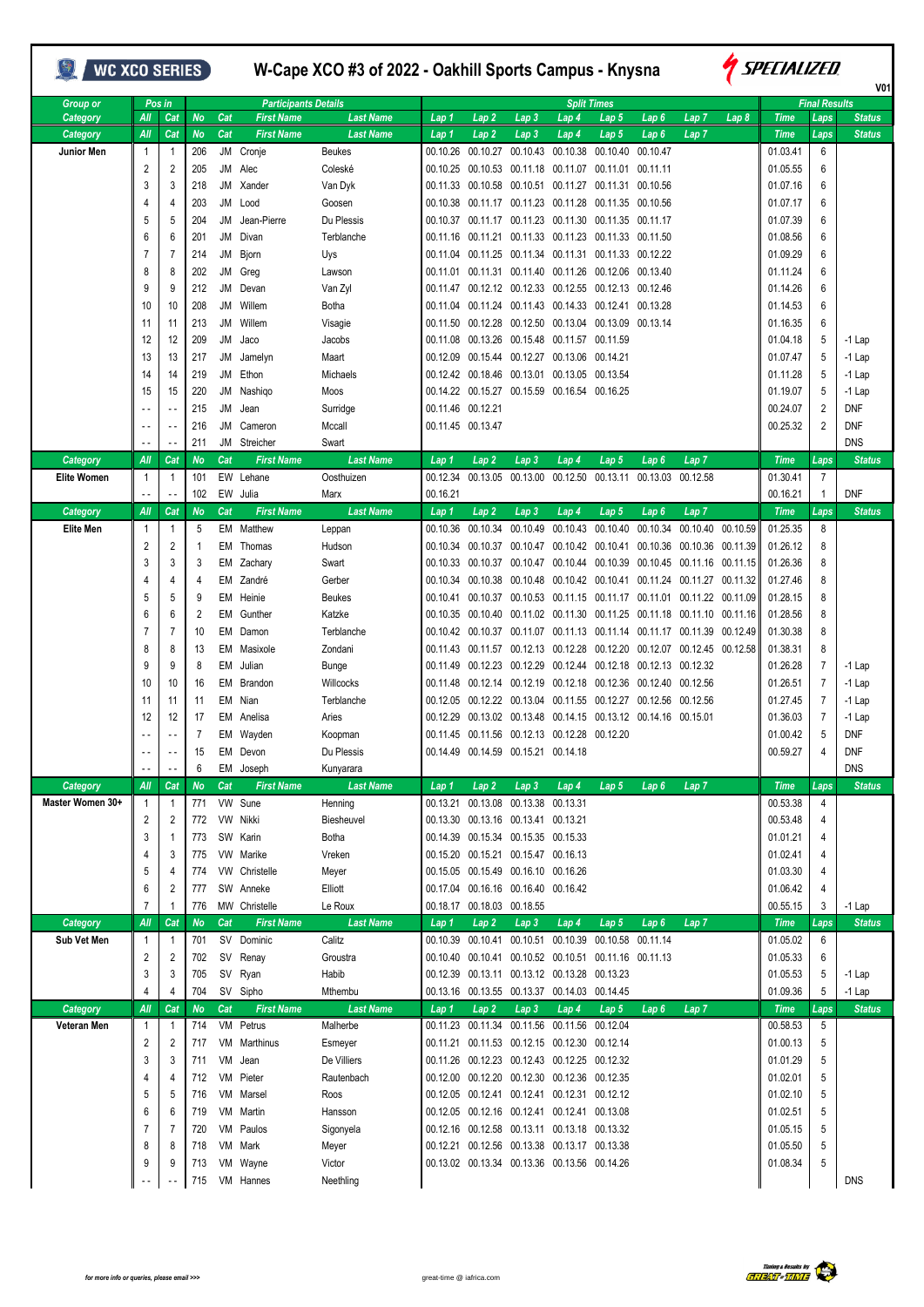# W-Cape XCO #3 of 2022 - Oakhill Sports Campus - Knysna

WC XCO SERIES — SPECIALIZED — V01

| Group or Category | Pos in All | Pos in Cat | No | Cat | First Name | Last Name | Lap 1 | Lap 2 | Lap 3 | Lap 4 | Lap 5 | Lap 6 | Lap 7 | Lap 8 | Time | Laps | Status |
|---|---|---|---|---|---|---|---|---|---|---|---|---|---|---|---|---|---|
| **Category** | **All** | **Cat** | **No** | **Cat** | **First Name** | **Last Name** | **Lap 1** | **Lap 2** | **Lap 3** | **Lap 4** | **Lap 5** | **Lap 6** | **Lap 7** | | **Time** | **Laps** | **Status** |
| Junior Men | 1 | 1 | 206 | JM | Cronje | Beukes | 00.10.26 | 00.10.27 | 00.10.43 | 00.10.38 | 00.10.40 | 00.10.47 | | | 01.03.41 | 6 | |
| | 2 | 2 | 205 | JM | Alec | Coleské | 00.10.25 | 00.10.53 | 00.11.18 | 00.11.07 | 00.11.01 | 00.11.11 | | | 01.05.55 | 6 | |
| | 3 | 3 | 218 | JM | Xander | Van Dyk | 00.11.33 | 00.10.58 | 00.10.51 | 00.11.27 | 00.11.31 | 00.10.56 | | | 01.07.16 | 6 | |
| | 4 | 4 | 203 | JM | Lood | Goosen | 00.10.38 | 00.11.17 | 00.11.23 | 00.11.28 | 00.11.35 | 00.10.56 | | | 01.07.17 | 6 | |
| | 5 | 5 | 204 | JM | Jean-Pierre | Du Plessis | 00.10.37 | 00.11.17 | 00.11.23 | 00.11.30 | 00.11.35 | 00.11.17 | | | 01.07.39 | 6 | |
| | 6 | 6 | 201 | JM | Divan | Terblanche | 00.11.16 | 00.11.21 | 00.11.33 | 00.11.23 | 00.11.33 | 00.11.50 | | | 01.08.56 | 6 | |
| | 7 | 7 | 214 | JM | Bjorn | Uys | 00.11.04 | 00.11.25 | 00.11.34 | 00.11.31 | 00.11.33 | 00.12.22 | | | 01.09.29 | 6 | |
| | 8 | 8 | 202 | JM | Greg | Lawson | 00.11.01 | 00.11.31 | 00.11.40 | 00.11.26 | 00.12.06 | 00.13.40 | | | 01.11.24 | 6 | |
| | 9 | 9 | 212 | JM | Devan | Van Zyl | 00.11.47 | 00.12.12 | 00.12.33 | 00.12.55 | 00.12.13 | 00.12.46 | | | 01.14.26 | 6 | |
| | 10 | 10 | 208 | JM | Willem | Botha | 00.11.04 | 00.11.24 | 00.11.43 | 00.14.33 | 00.12.41 | 00.13.28 | | | 01.14.53 | 6 | |
| | 11 | 11 | 213 | JM | Willem | Visagie | 00.11.50 | 00.12.28 | 00.12.50 | 00.13.04 | 00.13.09 | 00.13.14 | | | 01.16.35 | 6 | |
| | 12 | 12 | 209 | JM | Jaco | Jacobs | 00.11.08 | 00.13.26 | 00.15.48 | 00.11.57 | 00.11.59 | | | | 01.04.18 | 5 | -1 Lap |
| | 13 | 13 | 217 | JM | Jamelyn | Maart | 00.12.09 | 00.15.44 | 00.12.27 | 00.13.06 | 00.14.21 | | | | 01.07.47 | 5 | -1 Lap |
| | 14 | 14 | 219 | JM | Ethon | Michaels | 00.12.42 | 00.18.46 | 00.13.01 | 00.13.05 | 00.13.54 | | | | 01.11.28 | 5 | -1 Lap |
| | 15 | 15 | 220 | JM | Nashiqo | Moos | 00.14.22 | 00.15.27 | 00.15.59 | 00.16.54 | 00.16.25 | | | | 01.19.07 | 5 | -1 Lap |
| | - - | - - | 215 | JM | Jean | Surridge | 00.11.46 | 00.12.21 | | | | | | | 00.24.07 | 2 | DNF |
| | - - | - - | 216 | JM | Cameron | Mccall | 00.11.45 | 00.13.47 | | | | | | | 00.25.32 | 2 | DNF |
| | - - | - - | 211 | JM | Streicher | Swart | | | | | | | | | | | DNS |
| **Category** | **All** | **Cat** | **No** | **Cat** | **First Name** | **Last Name** | **Lap 1** | **Lap 2** | **Lap 3** | **Lap 4** | **Lap 5** | **Lap 6** | **Lap 7** | | **Time** | **Laps** | **Status** |
| Elite Women | 1 | 1 | 101 | EW | Lehane | Oosthuizen | 00.12.34 | 00.13.05 | 00.13.00 | 00.12.50 | 00.13.11 | 00.13.03 | 00.12.58 | | 01.30.41 | 7 | |
| | - - | - - | 102 | EW | Julia | Marx | 00.16.21 | | | | | | | | 00.16.21 | 1 | DNF |
| **Category** | **All** | **Cat** | **No** | **Cat** | **First Name** | **Last Name** | **Lap 1** | **Lap 2** | **Lap 3** | **Lap 4** | **Lap 5** | **Lap 6** | **Lap 7** | | **Time** | **Laps** | **Status** |
| Elite Men | 1 | 1 | 5 | EM | Matthew | Leppan | 00.10.36 | 00.10.34 | 00.10.49 | 00.10.43 | 00.10.40 | 00.10.34 | 00.10.40 | 00.10.59 | 01.25.35 | 8 | |
| | 2 | 2 | 1 | EM | Thomas | Hudson | 00.10.34 | 00.10.37 | 00.10.47 | 00.10.42 | 00.10.41 | 00.10.36 | 00.10.36 | 00.11.39 | 01.26.12 | 8 | |
| | 3 | 3 | 3 | EM | Zachary | Swart | 00.10.33 | 00.10.37 | 00.10.47 | 00.10.44 | 00.10.39 | 00.10.45 | 00.11.16 | 00.11.15 | 01.26.36 | 8 | |
| | 4 | 4 | 4 | EM | Zandré | Gerber | 00.10.34 | 00.10.38 | 00.10.48 | 00.10.42 | 00.10.41 | 00.11.24 | 00.11.27 | 00.11.32 | 01.27.46 | 8 | |
| | 5 | 5 | 9 | EM | Heinie | Beukes | 00.10.41 | 00.10.37 | 00.10.53 | 00.11.15 | 00.11.17 | 00.11.01 | 00.11.22 | 00.11.09 | 01.28.15 | 8 | |
| | 6 | 6 | 2 | EM | Gunther | Katzke | 00.10.35 | 00.10.40 | 00.11.02 | 00.11.30 | 00.11.25 | 00.11.18 | 00.11.10 | 00.11.16 | 01.28.56 | 8 | |
| | 7 | 7 | 10 | EM | Damon | Terblanche | 00.10.42 | 00.10.37 | 00.11.07 | 00.11.13 | 00.11.14 | 00.11.17 | 00.11.39 | 00.12.49 | 01.30.38 | 8 | |
| | 8 | 8 | 13 | EM | Masixole | Zondani | 00.11.43 | 00.11.57 | 00.12.13 | 00.12.28 | 00.12.20 | 00.12.07 | 00.12.45 | 00.12.58 | 01.38.31 | 8 | |
| | 9 | 9 | 8 | EM | Julian | Bunge | 00.11.49 | 00.12.23 | 00.12.29 | 00.12.44 | 00.12.18 | 00.12.13 | 00.12.32 | | 01.26.28 | 7 | -1 Lap |
| | 10 | 10 | 16 | EM | Brandon | Willcocks | 00.11.48 | 00.12.14 | 00.12.19 | 00.12.18 | 00.12.36 | 00.12.40 | 00.12.56 | | 01.26.51 | 7 | -1 Lap |
| | 11 | 11 | 11 | EM | Nian | Terblanche | 00.12.05 | 00.12.22 | 00.13.04 | 00.11.55 | 00.12.27 | 00.12.56 | 00.12.56 | | 01.27.45 | 7 | -1 Lap |
| | 12 | 12 | 17 | EM | Anelisa | Aries | 00.12.29 | 00.13.02 | 00.13.48 | 00.14.15 | 00.13.12 | 00.14.16 | 00.15.01 | | 01.36.03 | 7 | -1 Lap |
| | - - | - - | 7 | EM | Wayden | Koopman | 00.11.45 | 00.11.56 | 00.12.13 | 00.12.28 | 00.12.20 | | | | 01.00.42 | 5 | DNF |
| | - - | - - | 15 | EM | Devon | Du Plessis | 00.14.49 | 00.14.59 | 00.15.21 | 00.14.18 | | | | | 00.59.27 | 4 | DNF |
| | - - | - - | 6 | EM | Joseph | Kunyarara | | | | | | | | | | | DNS |
| **Category** | **All** | **Cat** | **No** | **Cat** | **First Name** | **Last Name** | **Lap 1** | **Lap 2** | **Lap 3** | **Lap 4** | **Lap 5** | **Lap 6** | **Lap 7** | | **Time** | **Laps** | **Status** |
| Master Women 30+ | 1 | 1 | 771 | VW | Sune | Henning | 00.13.21 | 00.13.08 | 00.13.38 | 00.13.31 | | | | | 00.53.38 | 4 | |
| | 2 | 2 | 772 | VW | Nikki | Biesheuvel | 00.13.30 | 00.13.16 | 00.13.41 | 00.13.21 | | | | | 00.53.48 | 4 | |
| | 3 | 1 | 773 | SW | Karin | Botha | 00.14.39 | 00.15.34 | 00.15.35 | 00.15.33 | | | | | 01.01.21 | 4 | |
| | 4 | 3 | 775 | VW | Marike | Vreken | 00.15.20 | 00.15.21 | 00.15.47 | 00.16.13 | | | | | 01.02.41 | 4 | |
| | 5 | 4 | 774 | VW | Christelle | Meyer | 00.15.05 | 00.15.49 | 00.16.10 | 00.16.26 | | | | | 01.03.30 | 4 | |
| | 6 | 2 | 777 | SW | Anneke | Elliott | 00.17.04 | 00.16.16 | 00.16.40 | 00.16.42 | | | | | 01.06.42 | 4 | |
| | 7 | 1 | 776 | MW | Christelle | Le Roux | 00.18.17 | 00.18.03 | 00.18.55 | | | | | | 00.55.15 | 3 | -1 Lap |
| **Category** | **All** | **Cat** | **No** | **Cat** | **First Name** | **Last Name** | **Lap 1** | **Lap 2** | **Lap 3** | **Lap 4** | **Lap 5** | **Lap 6** | **Lap 7** | | **Time** | **Laps** | **Status** |
| Sub Vet Men | 1 | 1 | 701 | SV | Dominic | Calitz | 00.10.39 | 00.10.41 | 00.10.51 | 00.10.39 | 00.10.58 | 00.11.14 | | | 01.05.02 | 6 | |
| | 2 | 2 | 702 | SV | Renay | Groustra | 00.10.40 | 00.10.41 | 00.10.52 | 00.10.51 | 00.11.16 | 00.11.13 | | | 01.05.33 | 6 | |
| | 3 | 3 | 705 | SV | Ryan | Habib | 00.12.39 | 00.13.11 | 00.13.12 | 00.13.28 | 00.13.23 | | | | 01.05.53 | 5 | -1 Lap |
| | 4 | 4 | 704 | SV | Sipho | Mthembu | 00.13.16 | 00.13.55 | 00.13.37 | 00.14.03 | 00.14.45 | | | | 01.09.36 | 5 | -1 Lap |
| **Category** | **All** | **Cat** | **No** | **Cat** | **First Name** | **Last Name** | **Lap 1** | **Lap 2** | **Lap 3** | **Lap 4** | **Lap 5** | **Lap 6** | **Lap 7** | | **Time** | **Laps** | **Status** |
| Veteran Men | 1 | 1 | 714 | VM | Petrus | Malherbe | 00.11.23 | 00.11.34 | 00.11.56 | 00.11.56 | 00.12.04 | | | | 00.58.53 | 5 | |
| | 2 | 2 | 717 | VM | Marthinus | Esmeyer | 00.11.21 | 00.11.53 | 00.12.15 | 00.12.30 | 00.12.14 | | | | 01.00.13 | 5 | |
| | 3 | 3 | 711 | VM | Jean | De Villiers | 00.11.26 | 00.12.23 | 00.12.43 | 00.12.25 | 00.12.32 | | | | 01.01.29 | 5 | |
| | 4 | 4 | 712 | VM | Pieter | Rautenbach | 00.12.00 | 00.12.20 | 00.12.30 | 00.12.36 | 00.12.35 | | | | 01.02.01 | 5 | |
| | 5 | 5 | 716 | VM | Marsel | Roos | 00.12.05 | 00.12.41 | 00.12.41 | 00.12.31 | 00.12.12 | | | | 01.02.10 | 5 | |
| | 6 | 6 | 719 | VM | Martin | Hansson | 00.12.05 | 00.12.16 | 00.12.41 | 00.12.41 | 00.13.08 | | | | 01.02.51 | 5 | |
| | 7 | 7 | 720 | VM | Paulos | Sigonyela | 00.12.16 | 00.12.58 | 00.13.11 | 00.13.18 | 00.13.32 | | | | 01.05.15 | 5 | |
| | 8 | 8 | 718 | VM | Mark | Meyer | 00.12.21 | 00.12.56 | 00.13.38 | 00.13.17 | 00.13.38 | | | | 01.05.50 | 5 | |
| | 9 | 9 | 713 | VM | Wayne | Victor | 00.13.02 | 00.13.34 | 00.13.36 | 00.13.56 | 00.14.26 | | | | 01.08.34 | 5 | |
| | - - | - - | 715 | VM | Hannes | Neethling | | | | | | | | | | | DNS |

for more info or queries, please email >>> great-time @ iafrica.com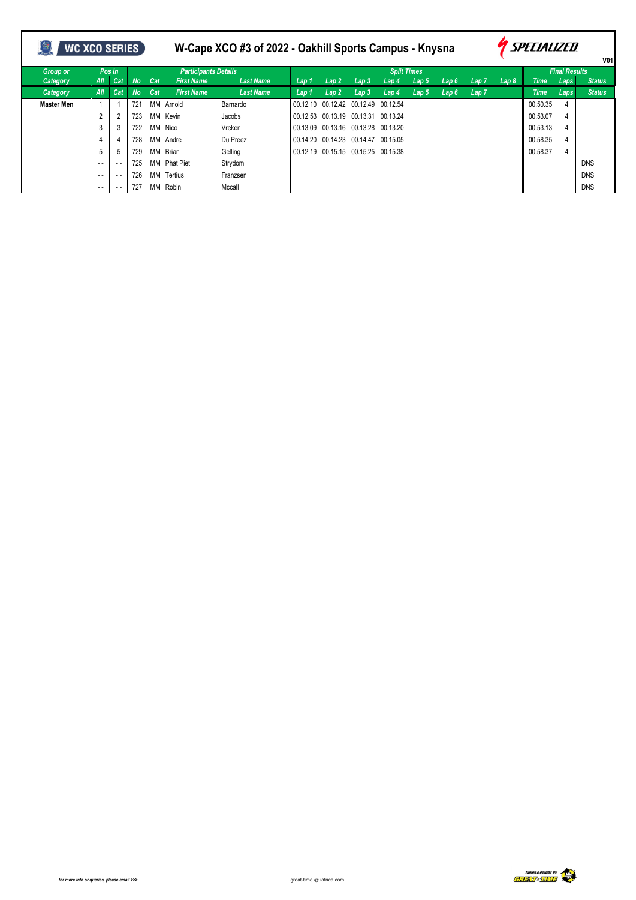# W-Cape XCO #3 of 2022 - Oakhill Sports Campus - Knysna

WC XCO SERIES

SPECIALIZED

V01

| Group or Category | Pos in | | Participants Details | | | | Split Times | | | | | | | | Final Results | | |
|---|---|---|---|---|---|---|---|---|---|---|---|---|---|---|---|---|---|
| Category | All | Cat | No | Cat | First Name | Last Name | Lap 1 | Lap 2 | Lap 3 | Lap 4 | Lap 5 | Lap 6 | Lap 7 | Lap 8 | Time | Laps | Status |
| Category | All | Cat | No | Cat | First Name | Last Name | Lap 1 | Lap 2 | Lap 3 | Lap 4 | Lap 5 | Lap 6 | Lap 7 | | Time | Laps | Status |
| **Master Men** | 1 | 1 | 721 | MM | Arnold | Barnardo | 00.12.10 | 00.12.42 | 00.12.49 | 00.12.54 | | | | | 00.50.35 | 4 | |
| | 2 | 2 | 723 | MM | Kevin | Jacobs | 00.12.53 | 00.13.19 | 00.13.31 | 00.13.24 | | | | | 00.53.07 | 4 | |
| | 3 | 3 | 722 | MM | Nico | Vreken | 00.13.09 | 00.13.16 | 00.13.28 | 00.13.20 | | | | | 00.53.13 | 4 | |
| | 4 | 4 | 728 | MM | Andre | Du Preez | 00.14.20 | 00.14.23 | 00.14.47 | 00.15.05 | | | | | 00.58.35 | 4 | |
| | 5 | 5 | 729 | MM | Brian | Gelling | 00.12.19 | 00.15.15 | 00.15.25 | 00.15.38 | | | | | 00.58.37 | 4 | |
| | - - | - - | 725 | MM | Phat Piet | Strydom | | | | | | | | | | | DNS |
| | - - | - - | 726 | MM | Tertius | Franzsen | | | | | | | | | | | DNS |
| | - - | - - | 727 | MM | Robin | Mccall | | | | | | | | | | | DNS |

*for more info or queries, please email >>>* great-time @ iafrica.com

Timing & Results by GREAT-TIME